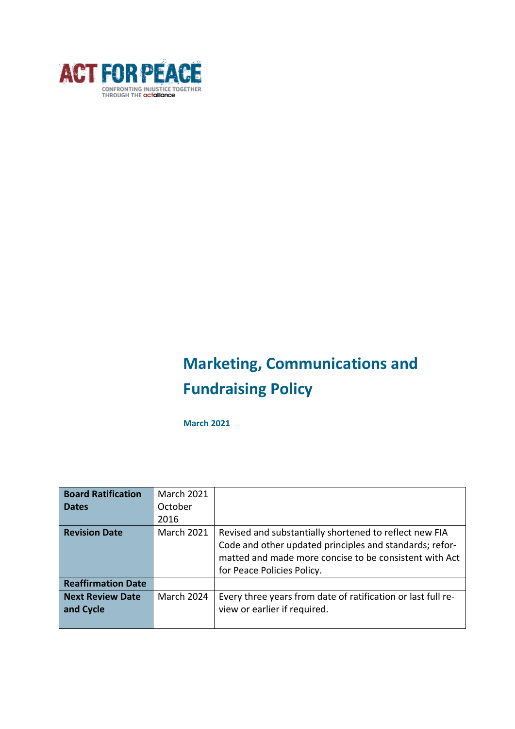ACT FOR PEACE

CONFRONTING INJUSTICE TOGETHER THROUGH THE actalliance

# Marketing, Communications and Fundraising Policy

**March 2021**

| **Board Ratification Dates** | March 2021 October 2016 | |
|---|---|---|
| **Revision Date** | March 2021 | Revised and substantially shortened to reflect new FIA Code and other updated principles and standards; reformatted and made more concise to be consistent with Act for Peace Policies Policy. |
| **Reaffirmation Date** | | |
| **Next Review Date and Cycle** | March 2024 | Every three years from date of ratification or last full review or earlier if required. |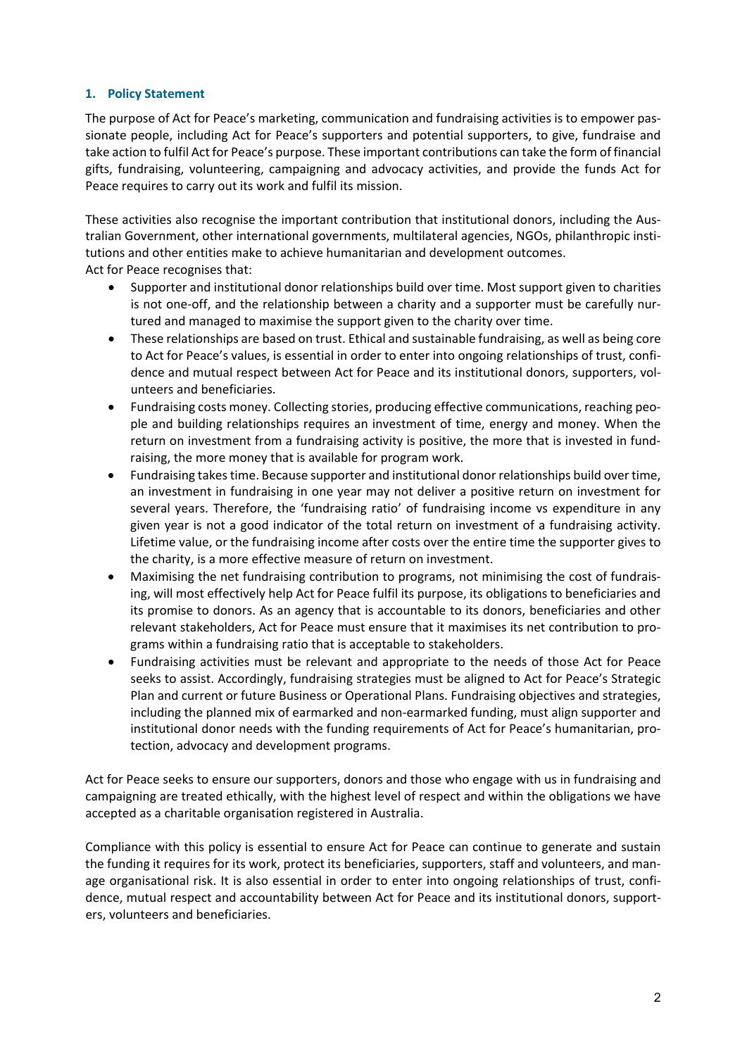## 1. Policy Statement

The purpose of Act for Peace's marketing, communication and fundraising activities is to empower passionate people, including Act for Peace's supporters and potential supporters, to give, fundraise and take action to fulfil Act for Peace's purpose. These important contributions can take the form of financial gifts, fundraising, volunteering, campaigning and advocacy activities, and provide the funds Act for Peace requires to carry out its work and fulfil its mission.

These activities also recognise the important contribution that institutional donors, including the Australian Government, other international governments, multilateral agencies, NGOs, philanthropic institutions and other entities make to achieve humanitarian and development outcomes.
Act for Peace recognises that:

- Supporter and institutional donor relationships build over time. Most support given to charities is not one-off, and the relationship between a charity and a supporter must be carefully nurtured and managed to maximise the support given to the charity over time.
- These relationships are based on trust. Ethical and sustainable fundraising, as well as being core to Act for Peace's values, is essential in order to enter into ongoing relationships of trust, confidence and mutual respect between Act for Peace and its institutional donors, supporters, volunteers and beneficiaries.
- Fundraising costs money. Collecting stories, producing effective communications, reaching people and building relationships requires an investment of time, energy and money. When the return on investment from a fundraising activity is positive, the more that is invested in fundraising, the more money that is available for program work.
- Fundraising takes time. Because supporter and institutional donor relationships build over time, an investment in fundraising in one year may not deliver a positive return on investment for several years. Therefore, the 'fundraising ratio' of fundraising income vs expenditure in any given year is not a good indicator of the total return on investment of a fundraising activity. Lifetime value, or the fundraising income after costs over the entire time the supporter gives to the charity, is a more effective measure of return on investment.
- Maximising the net fundraising contribution to programs, not minimising the cost of fundraising, will most effectively help Act for Peace fulfil its purpose, its obligations to beneficiaries and its promise to donors. As an agency that is accountable to its donors, beneficiaries and other relevant stakeholders, Act for Peace must ensure that it maximises its net contribution to programs within a fundraising ratio that is acceptable to stakeholders.
- Fundraising activities must be relevant and appropriate to the needs of those Act for Peace seeks to assist. Accordingly, fundraising strategies must be aligned to Act for Peace's Strategic Plan and current or future Business or Operational Plans. Fundraising objectives and strategies, including the planned mix of earmarked and non-earmarked funding, must align supporter and institutional donor needs with the funding requirements of Act for Peace's humanitarian, protection, advocacy and development programs.

Act for Peace seeks to ensure our supporters, donors and those who engage with us in fundraising and campaigning are treated ethically, with the highest level of respect and within the obligations we have accepted as a charitable organisation registered in Australia.

Compliance with this policy is essential to ensure Act for Peace can continue to generate and sustain the funding it requires for its work, protect its beneficiaries, supporters, staff and volunteers, and manage organisational risk. It is also essential in order to enter into ongoing relationships of trust, confidence, mutual respect and accountability between Act for Peace and its institutional donors, supporters, volunteers and beneficiaries.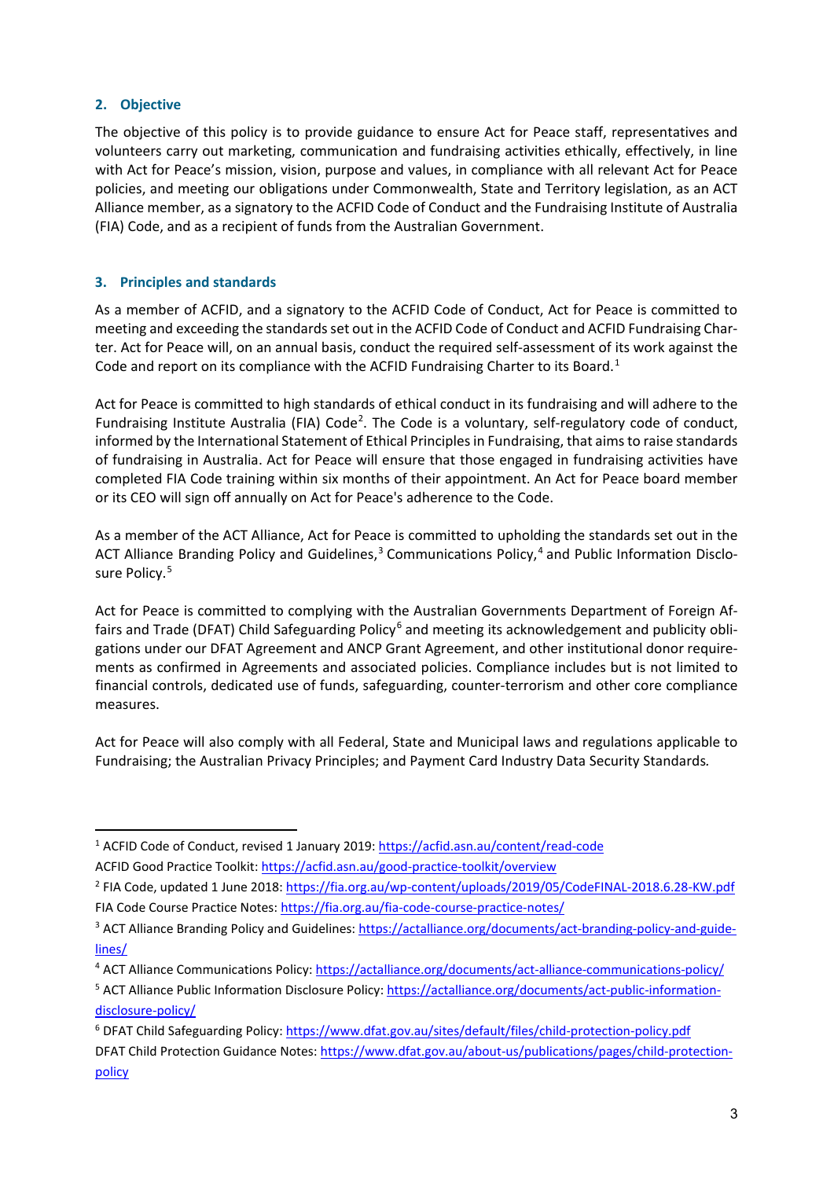## 2. Objective

The objective of this policy is to provide guidance to ensure Act for Peace staff, representatives and volunteers carry out marketing, communication and fundraising activities ethically, effectively, in line with Act for Peace's mission, vision, purpose and values, in compliance with all relevant Act for Peace policies, and meeting our obligations under Commonwealth, State and Territory legislation, as an ACT Alliance member, as a signatory to the ACFID Code of Conduct and the Fundraising Institute of Australia (FIA) Code, and as a recipient of funds from the Australian Government.

## 3. Principles and standards

As a member of ACFID, and a signatory to the ACFID Code of Conduct, Act for Peace is committed to meeting and exceeding the standards set out in the ACFID Code of Conduct and ACFID Fundraising Charter. Act for Peace will, on an annual basis, conduct the required self-assessment of its work against the Code and report on its compliance with the ACFID Fundraising Charter to its Board.[1]

Act for Peace is committed to high standards of ethical conduct in its fundraising and will adhere to the Fundraising Institute Australia (FIA) Code[2]. The Code is a voluntary, self-regulatory code of conduct, informed by the International Statement of Ethical Principles in Fundraising, that aims to raise standards of fundraising in Australia. Act for Peace will ensure that those engaged in fundraising activities have completed FIA Code training within six months of their appointment. An Act for Peace board member or its CEO will sign off annually on Act for Peace's adherence to the Code.

As a member of the ACT Alliance, Act for Peace is committed to upholding the standards set out in the ACT Alliance Branding Policy and Guidelines,[3] Communications Policy,[4] and Public Information Disclosure Policy.[5]

Act for Peace is committed to complying with the Australian Governments Department of Foreign Affairs and Trade (DFAT) Child Safeguarding Policy[6] and meeting its acknowledgement and publicity obligations under our DFAT Agreement and ANCP Grant Agreement, and other institutional donor requirements as confirmed in Agreements and associated policies. Compliance includes but is not limited to financial controls, dedicated use of funds, safeguarding, counter-terrorism and other core compliance measures.

Act for Peace will also comply with all Federal, State and Municipal laws and regulations applicable to Fundraising; the Australian Privacy Principles; and Payment Card Industry Data Security Standards.

---

[1] ACFID Code of Conduct, revised 1 January 2019: https://acfid.asn.au/content/read-code
ACFID Good Practice Toolkit: https://acfid.asn.au/good-practice-toolkit/overview

[2] FIA Code, updated 1 June 2018: https://fia.org.au/wp-content/uploads/2019/05/CodeFINAL-2018.6.28-KW.pdf
FIA Code Course Practice Notes: https://fia.org.au/fia-code-course-practice-notes/

[3] ACT Alliance Branding Policy and Guidelines: https://actalliance.org/documents/act-branding-policy-and-guidelines/

[4] ACT Alliance Communications Policy: https://actalliance.org/documents/act-alliance-communications-policy/

[5] ACT Alliance Public Information Disclosure Policy: https://actalliance.org/documents/act-public-information-disclosure-policy/

[6] DFAT Child Safeguarding Policy: https://www.dfat.gov.au/sites/default/files/child-protection-policy.pdf
DFAT Child Protection Guidance Notes: https://www.dfat.gov.au/about-us/publications/pages/child-protection-policy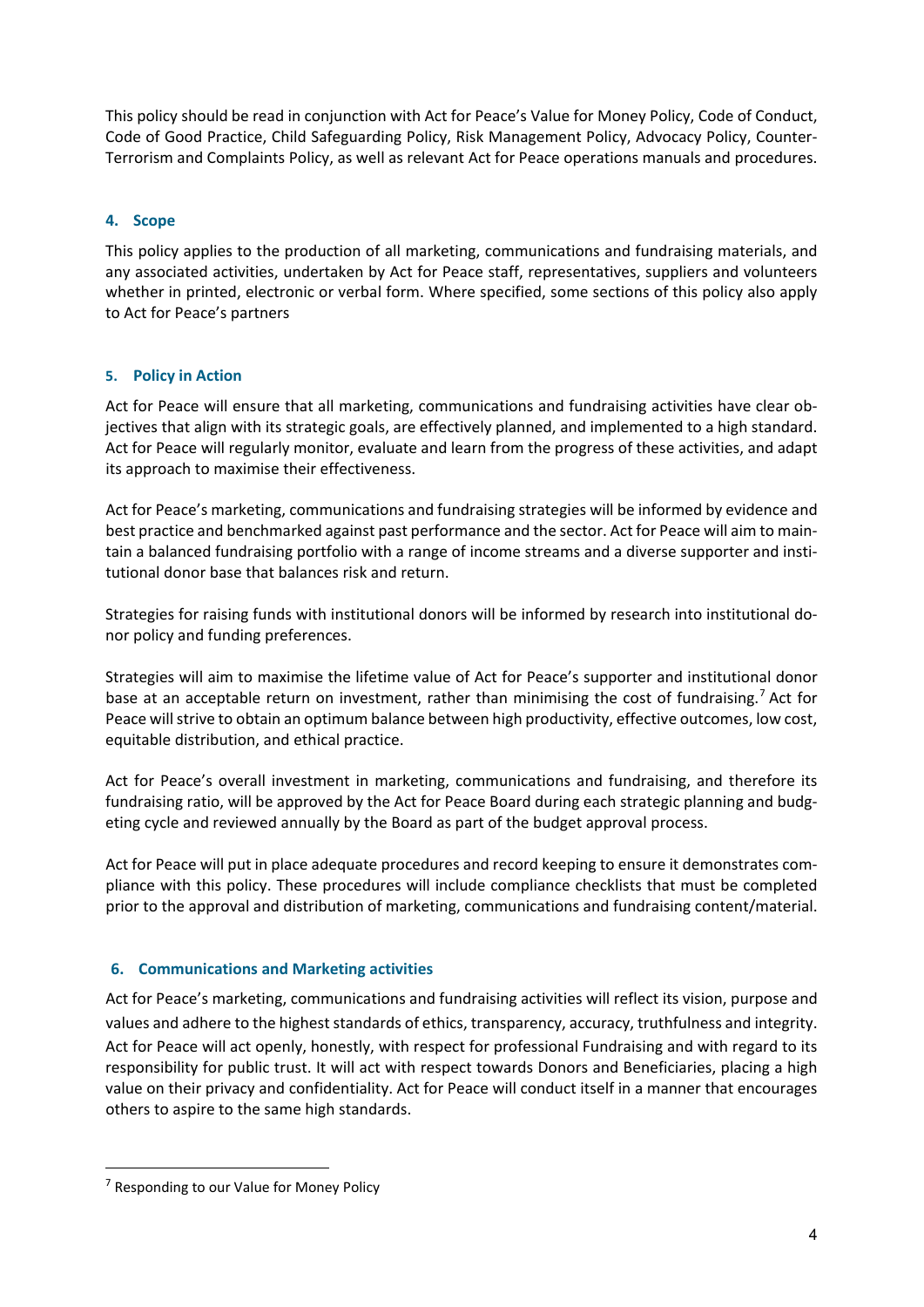This policy should be read in conjunction with Act for Peace's Value for Money Policy, Code of Conduct, Code of Good Practice, Child Safeguarding Policy, Risk Management Policy, Advocacy Policy, Counter-Terrorism and Complaints Policy, as well as relevant Act for Peace operations manuals and procedures.

### 4. Scope

This policy applies to the production of all marketing, communications and fundraising materials, and any associated activities, undertaken by Act for Peace staff, representatives, suppliers and volunteers whether in printed, electronic or verbal form. Where specified, some sections of this policy also apply to Act for Peace's partners

### 5. Policy in Action

Act for Peace will ensure that all marketing, communications and fundraising activities have clear objectives that align with its strategic goals, are effectively planned, and implemented to a high standard. Act for Peace will regularly monitor, evaluate and learn from the progress of these activities, and adapt its approach to maximise their effectiveness.

Act for Peace's marketing, communications and fundraising strategies will be informed by evidence and best practice and benchmarked against past performance and the sector. Act for Peace will aim to maintain a balanced fundraising portfolio with a range of income streams and a diverse supporter and institutional donor base that balances risk and return.

Strategies for raising funds with institutional donors will be informed by research into institutional donor policy and funding preferences.

Strategies will aim to maximise the lifetime value of Act for Peace's supporter and institutional donor base at an acceptable return on investment, rather than minimising the cost of fundraising.[7] Act for Peace will strive to obtain an optimum balance between high productivity, effective outcomes, low cost, equitable distribution, and ethical practice.

Act for Peace's overall investment in marketing, communications and fundraising, and therefore its fundraising ratio, will be approved by the Act for Peace Board during each strategic planning and budgeting cycle and reviewed annually by the Board as part of the budget approval process.

Act for Peace will put in place adequate procedures and record keeping to ensure it demonstrates compliance with this policy. These procedures will include compliance checklists that must be completed prior to the approval and distribution of marketing, communications and fundraising content/material.

### 6. Communications and Marketing activities

Act for Peace's marketing, communications and fundraising activities will reflect its vision, purpose and values and adhere to the highest standards of ethics, transparency, accuracy, truthfulness and integrity. Act for Peace will act openly, honestly, with respect for professional Fundraising and with regard to its responsibility for public trust. It will act with respect towards Donors and Beneficiaries, placing a high value on their privacy and confidentiality. Act for Peace will conduct itself in a manner that encourages others to aspire to the same high standards.

---

[7] Responding to our Value for Money Policy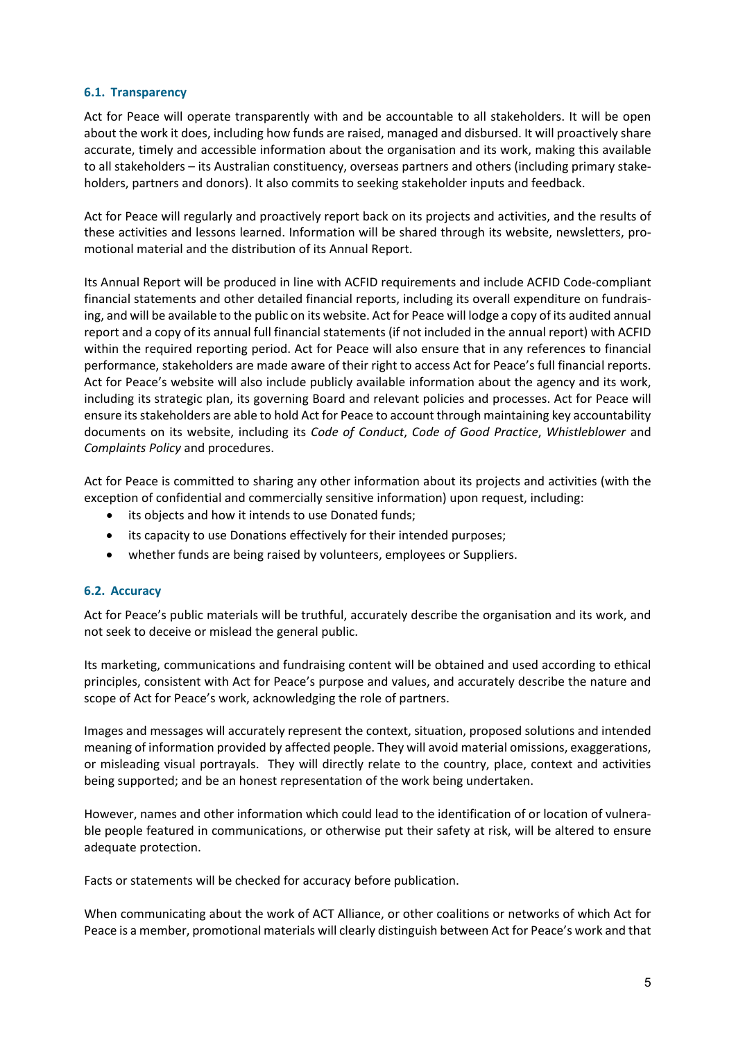### 6.1. Transparency

Act for Peace will operate transparently with and be accountable to all stakeholders. It will be open about the work it does, including how funds are raised, managed and disbursed. It will proactively share accurate, timely and accessible information about the organisation and its work, making this available to all stakeholders – its Australian constituency, overseas partners and others (including primary stakeholders, partners and donors). It also commits to seeking stakeholder inputs and feedback.

Act for Peace will regularly and proactively report back on its projects and activities, and the results of these activities and lessons learned. Information will be shared through its website, newsletters, promotional material and the distribution of its Annual Report.

Its Annual Report will be produced in line with ACFID requirements and include ACFID Code-compliant financial statements and other detailed financial reports, including its overall expenditure on fundraising, and will be available to the public on its website. Act for Peace will lodge a copy of its audited annual report and a copy of its annual full financial statements (if not included in the annual report) with ACFID within the required reporting period. Act for Peace will also ensure that in any references to financial performance, stakeholders are made aware of their right to access Act for Peace's full financial reports. Act for Peace's website will also include publicly available information about the agency and its work, including its strategic plan, its governing Board and relevant policies and processes. Act for Peace will ensure its stakeholders are able to hold Act for Peace to account through maintaining key accountability documents on its website, including its *Code of Conduct*, *Code of Good Practice*, *Whistleblower* and *Complaints Policy* and procedures.

Act for Peace is committed to sharing any other information about its projects and activities (with the exception of confidential and commercially sensitive information) upon request, including:

- its objects and how it intends to use Donated funds;
- its capacity to use Donations effectively for their intended purposes;
- whether funds are being raised by volunteers, employees or Suppliers.

### 6.2. Accuracy

Act for Peace's public materials will be truthful, accurately describe the organisation and its work, and not seek to deceive or mislead the general public.

Its marketing, communications and fundraising content will be obtained and used according to ethical principles, consistent with Act for Peace's purpose and values, and accurately describe the nature and scope of Act for Peace's work, acknowledging the role of partners.

Images and messages will accurately represent the context, situation, proposed solutions and intended meaning of information provided by affected people. They will avoid material omissions, exaggerations, or misleading visual portrayals. They will directly relate to the country, place, context and activities being supported; and be an honest representation of the work being undertaken.

However, names and other information which could lead to the identification of or location of vulnerable people featured in communications, or otherwise put their safety at risk, will be altered to ensure adequate protection.

Facts or statements will be checked for accuracy before publication.

When communicating about the work of ACT Alliance, or other coalitions or networks of which Act for Peace is a member, promotional materials will clearly distinguish between Act for Peace's work and that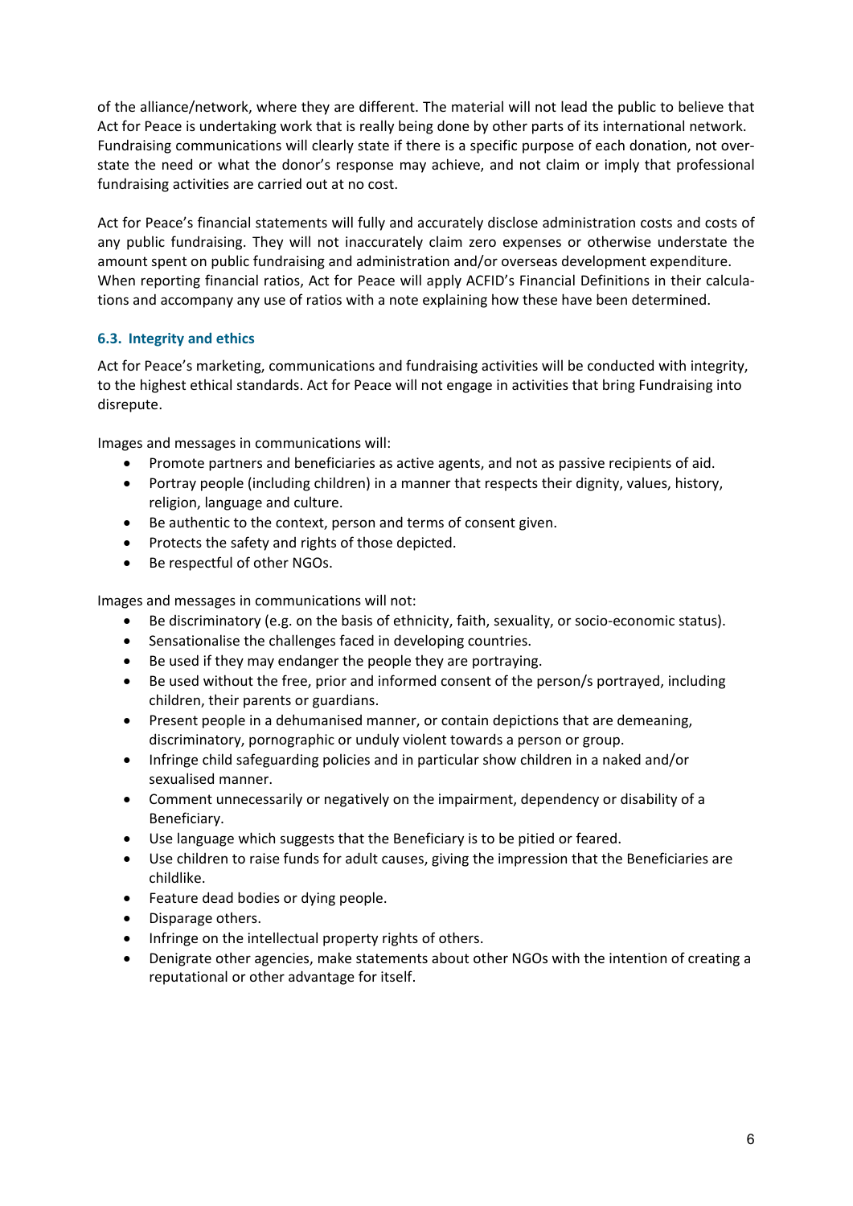of the alliance/network, where they are different. The material will not lead the public to believe that Act for Peace is undertaking work that is really being done by other parts of its international network. Fundraising communications will clearly state if there is a specific purpose of each donation, not overstate the need or what the donor's response may achieve, and not claim or imply that professional fundraising activities are carried out at no cost.

Act for Peace's financial statements will fully and accurately disclose administration costs and costs of any public fundraising. They will not inaccurately claim zero expenses or otherwise understate the amount spent on public fundraising and administration and/or overseas development expenditure. When reporting financial ratios, Act for Peace will apply ACFID's Financial Definitions in their calculations and accompany any use of ratios with a note explaining how these have been determined.

### 6.3. Integrity and ethics

Act for Peace's marketing, communications and fundraising activities will be conducted with integrity, to the highest ethical standards. Act for Peace will not engage in activities that bring Fundraising into disrepute.

Images and messages in communications will:

- Promote partners and beneficiaries as active agents, and not as passive recipients of aid.
- Portray people (including children) in a manner that respects their dignity, values, history, religion, language and culture.
- Be authentic to the context, person and terms of consent given.
- Protects the safety and rights of those depicted.
- Be respectful of other NGOs.

Images and messages in communications will not:

- Be discriminatory (e.g. on the basis of ethnicity, faith, sexuality, or socio-economic status).
- Sensationalise the challenges faced in developing countries.
- Be used if they may endanger the people they are portraying.
- Be used without the free, prior and informed consent of the person/s portrayed, including children, their parents or guardians.
- Present people in a dehumanised manner, or contain depictions that are demeaning, discriminatory, pornographic or unduly violent towards a person or group.
- Infringe child safeguarding policies and in particular show children in a naked and/or sexualised manner.
- Comment unnecessarily or negatively on the impairment, dependency or disability of a Beneficiary.
- Use language which suggests that the Beneficiary is to be pitied or feared.
- Use children to raise funds for adult causes, giving the impression that the Beneficiaries are childlike.
- Feature dead bodies or dying people.
- Disparage others.
- Infringe on the intellectual property rights of others.
- Denigrate other agencies, make statements about other NGOs with the intention of creating a reputational or other advantage for itself.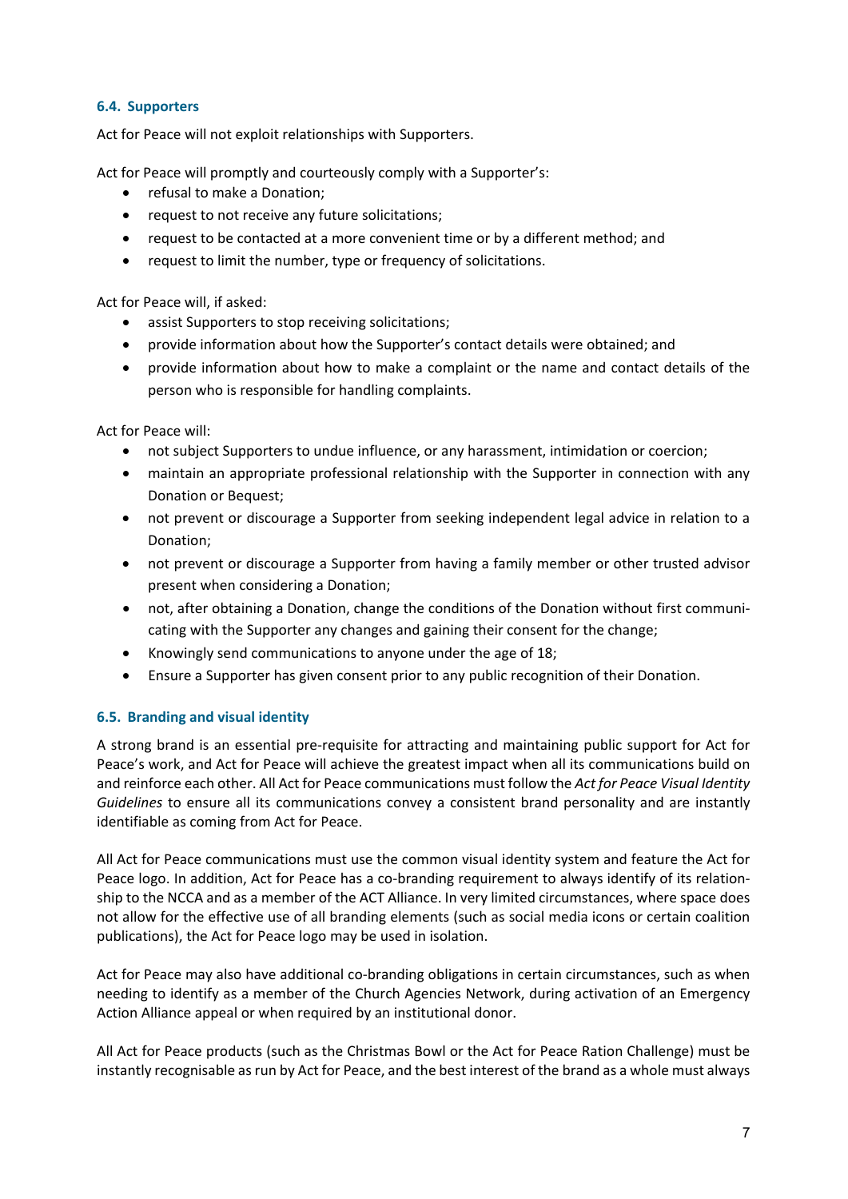### 6.4. Supporters

Act for Peace will not exploit relationships with Supporters.

Act for Peace will promptly and courteously comply with a Supporter's:

- refusal to make a Donation;
- request to not receive any future solicitations;
- request to be contacted at a more convenient time or by a different method; and
- request to limit the number, type or frequency of solicitations.

Act for Peace will, if asked:

- assist Supporters to stop receiving solicitations;
- provide information about how the Supporter's contact details were obtained; and
- provide information about how to make a complaint or the name and contact details of the person who is responsible for handling complaints.

Act for Peace will:

- not subject Supporters to undue influence, or any harassment, intimidation or coercion;
- maintain an appropriate professional relationship with the Supporter in connection with any Donation or Bequest;
- not prevent or discourage a Supporter from seeking independent legal advice in relation to a Donation;
- not prevent or discourage a Supporter from having a family member or other trusted advisor present when considering a Donation;
- not, after obtaining a Donation, change the conditions of the Donation without first communicating with the Supporter any changes and gaining their consent for the change;
- Knowingly send communications to anyone under the age of 18;
- Ensure a Supporter has given consent prior to any public recognition of their Donation.

### 6.5. Branding and visual identity

A strong brand is an essential pre-requisite for attracting and maintaining public support for Act for Peace's work, and Act for Peace will achieve the greatest impact when all its communications build on and reinforce each other. All Act for Peace communications must follow the *Act for Peace Visual Identity Guidelines* to ensure all its communications convey a consistent brand personality and are instantly identifiable as coming from Act for Peace.

All Act for Peace communications must use the common visual identity system and feature the Act for Peace logo. In addition, Act for Peace has a co-branding requirement to always identify of its relationship to the NCCA and as a member of the ACT Alliance. In very limited circumstances, where space does not allow for the effective use of all branding elements (such as social media icons or certain coalition publications), the Act for Peace logo may be used in isolation.

Act for Peace may also have additional co-branding obligations in certain circumstances, such as when needing to identify as a member of the Church Agencies Network, during activation of an Emergency Action Alliance appeal or when required by an institutional donor.

All Act for Peace products (such as the Christmas Bowl or the Act for Peace Ration Challenge) must be instantly recognisable as run by Act for Peace, and the best interest of the brand as a whole must always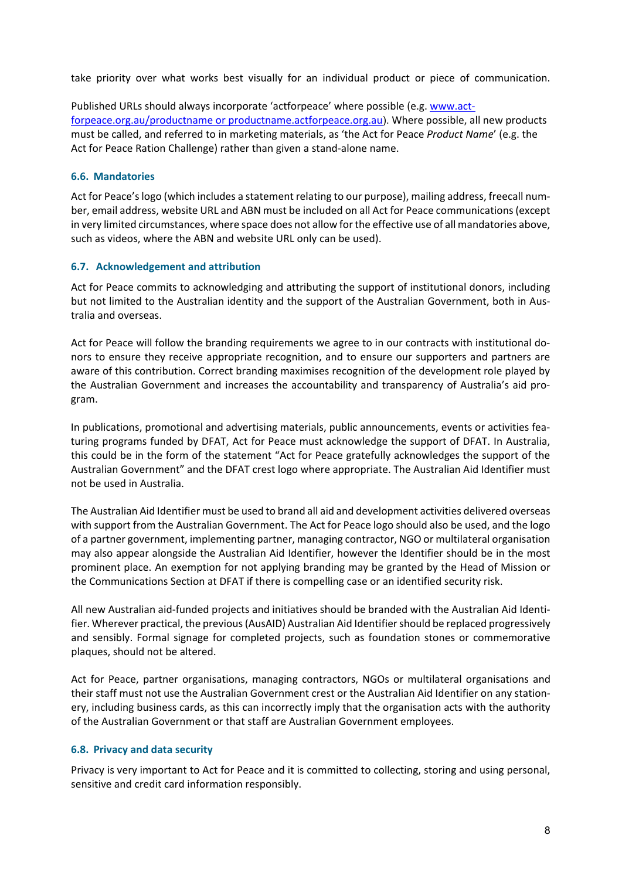take priority over what works best visually for an individual product or piece of communication.

Published URLs should always incorporate 'actforpeace' where possible (e.g. www.actforpeace.org.au/productname or productname.actforpeace.org.au). Where possible, all new products must be called, and referred to in marketing materials, as 'the Act for Peace *Product Name*' (e.g. the Act for Peace Ration Challenge) rather than given a stand-alone name.

### 6.6. Mandatories

Act for Peace's logo (which includes a statement relating to our purpose), mailing address, freecall number, email address, website URL and ABN must be included on all Act for Peace communications (except in very limited circumstances, where space does not allow for the effective use of all mandatories above, such as videos, where the ABN and website URL only can be used).

### 6.7. Acknowledgement and attribution

Act for Peace commits to acknowledging and attributing the support of institutional donors, including but not limited to the Australian identity and the support of the Australian Government, both in Australia and overseas.

Act for Peace will follow the branding requirements we agree to in our contracts with institutional donors to ensure they receive appropriate recognition, and to ensure our supporters and partners are aware of this contribution. Correct branding maximises recognition of the development role played by the Australian Government and increases the accountability and transparency of Australia's aid program.

In publications, promotional and advertising materials, public announcements, events or activities featuring programs funded by DFAT, Act for Peace must acknowledge the support of DFAT. In Australia, this could be in the form of the statement "Act for Peace gratefully acknowledges the support of the Australian Government" and the DFAT crest logo where appropriate. The Australian Aid Identifier must not be used in Australia.

The Australian Aid Identifier must be used to brand all aid and development activities delivered overseas with support from the Australian Government. The Act for Peace logo should also be used, and the logo of a partner government, implementing partner, managing contractor, NGO or multilateral organisation may also appear alongside the Australian Aid Identifier, however the Identifier should be in the most prominent place. An exemption for not applying branding may be granted by the Head of Mission or the Communications Section at DFAT if there is compelling case or an identified security risk.

All new Australian aid-funded projects and initiatives should be branded with the Australian Aid Identifier. Wherever practical, the previous (AusAID) Australian Aid Identifier should be replaced progressively and sensibly. Formal signage for completed projects, such as foundation stones or commemorative plaques, should not be altered.

Act for Peace, partner organisations, managing contractors, NGOs or multilateral organisations and their staff must not use the Australian Government crest or the Australian Aid Identifier on any stationery, including business cards, as this can incorrectly imply that the organisation acts with the authority of the Australian Government or that staff are Australian Government employees.

### 6.8. Privacy and data security

Privacy is very important to Act for Peace and it is committed to collecting, storing and using personal, sensitive and credit card information responsibly.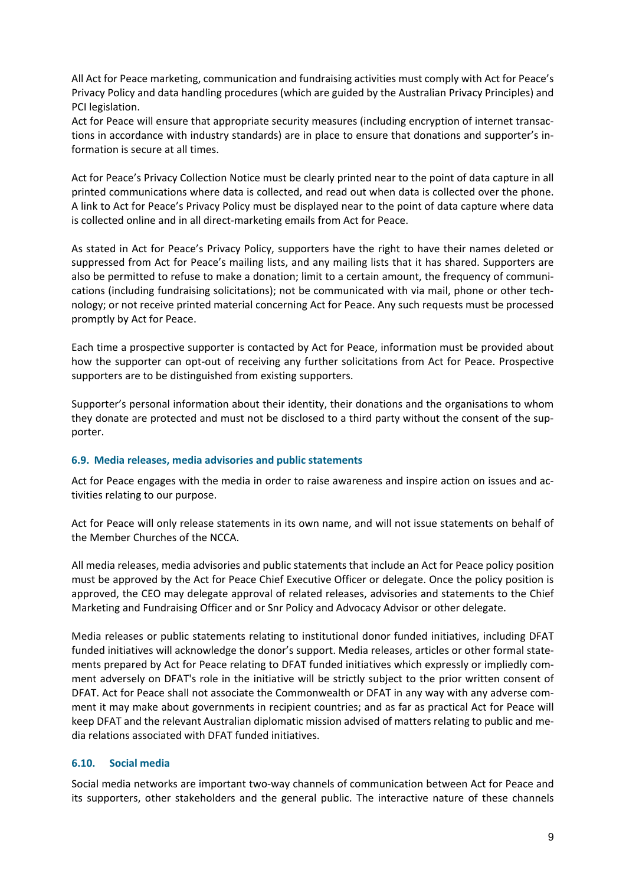All Act for Peace marketing, communication and fundraising activities must comply with Act for Peace's Privacy Policy and data handling procedures (which are guided by the Australian Privacy Principles) and PCI legislation.
Act for Peace will ensure that appropriate security measures (including encryption of internet transactions in accordance with industry standards) are in place to ensure that donations and supporter's information is secure at all times.

Act for Peace's Privacy Collection Notice must be clearly printed near to the point of data capture in all printed communications where data is collected, and read out when data is collected over the phone. A link to Act for Peace's Privacy Policy must be displayed near to the point of data capture where data is collected online and in all direct-marketing emails from Act for Peace.

As stated in Act for Peace's Privacy Policy, supporters have the right to have their names deleted or suppressed from Act for Peace's mailing lists, and any mailing lists that it has shared. Supporters are also be permitted to refuse to make a donation; limit to a certain amount, the frequency of communications (including fundraising solicitations); not be communicated with via mail, phone or other technology; or not receive printed material concerning Act for Peace. Any such requests must be processed promptly by Act for Peace.

Each time a prospective supporter is contacted by Act for Peace, information must be provided about how the supporter can opt-out of receiving any further solicitations from Act for Peace. Prospective supporters are to be distinguished from existing supporters.

Supporter's personal information about their identity, their donations and the organisations to whom they donate are protected and must not be disclosed to a third party without the consent of the supporter.

### 6.9. Media releases, media advisories and public statements

Act for Peace engages with the media in order to raise awareness and inspire action on issues and activities relating to our purpose.

Act for Peace will only release statements in its own name, and will not issue statements on behalf of the Member Churches of the NCCA.

All media releases, media advisories and public statements that include an Act for Peace policy position must be approved by the Act for Peace Chief Executive Officer or delegate. Once the policy position is approved, the CEO may delegate approval of related releases, advisories and statements to the Chief Marketing and Fundraising Officer and or Snr Policy and Advocacy Advisor or other delegate.

Media releases or public statements relating to institutional donor funded initiatives, including DFAT funded initiatives will acknowledge the donor's support. Media releases, articles or other formal statements prepared by Act for Peace relating to DFAT funded initiatives which expressly or impliedly comment adversely on DFAT's role in the initiative will be strictly subject to the prior written consent of DFAT. Act for Peace shall not associate the Commonwealth or DFAT in any way with any adverse comment it may make about governments in recipient countries; and as far as practical Act for Peace will keep DFAT and the relevant Australian diplomatic mission advised of matters relating to public and media relations associated with DFAT funded initiatives.

### 6.10. Social media

Social media networks are important two-way channels of communication between Act for Peace and its supporters, other stakeholders and the general public. The interactive nature of these channels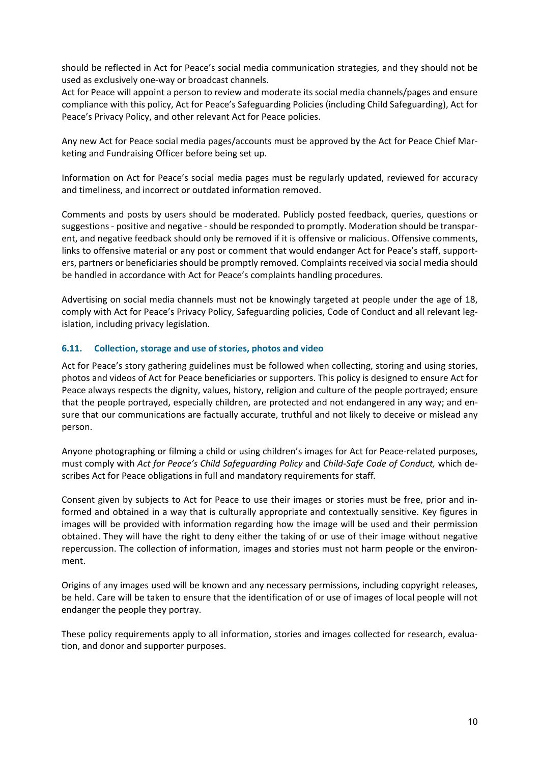should be reflected in Act for Peace's social media communication strategies, and they should not be used as exclusively one-way or broadcast channels.
Act for Peace will appoint a person to review and moderate its social media channels/pages and ensure compliance with this policy, Act for Peace's Safeguarding Policies (including Child Safeguarding), Act for Peace's Privacy Policy, and other relevant Act for Peace policies.

Any new Act for Peace social media pages/accounts must be approved by the Act for Peace Chief Marketing and Fundraising Officer before being set up.

Information on Act for Peace's social media pages must be regularly updated, reviewed for accuracy and timeliness, and incorrect or outdated information removed.

Comments and posts by users should be moderated. Publicly posted feedback, queries, questions or suggestions - positive and negative - should be responded to promptly. Moderation should be transparent, and negative feedback should only be removed if it is offensive or malicious. Offensive comments, links to offensive material or any post or comment that would endanger Act for Peace's staff, supporters, partners or beneficiaries should be promptly removed. Complaints received via social media should be handled in accordance with Act for Peace's complaints handling procedures.

Advertising on social media channels must not be knowingly targeted at people under the age of 18, comply with Act for Peace's Privacy Policy, Safeguarding policies, Code of Conduct and all relevant legislation, including privacy legislation.

### 6.11. Collection, storage and use of stories, photos and video

Act for Peace's story gathering guidelines must be followed when collecting, storing and using stories, photos and videos of Act for Peace beneficiaries or supporters. This policy is designed to ensure Act for Peace always respects the dignity, values, history, religion and culture of the people portrayed; ensure that the people portrayed, especially children, are protected and not endangered in any way; and ensure that our communications are factually accurate, truthful and not likely to deceive or mislead any person.

Anyone photographing or filming a child or using children's images for Act for Peace-related purposes, must comply with *Act for Peace's Child Safeguarding Policy* and *Child-Safe Code of Conduct,* which describes Act for Peace obligations in full and mandatory requirements for staff.

Consent given by subjects to Act for Peace to use their images or stories must be free, prior and informed and obtained in a way that is culturally appropriate and contextually sensitive. Key figures in images will be provided with information regarding how the image will be used and their permission obtained. They will have the right to deny either the taking of or use of their image without negative repercussion. The collection of information, images and stories must not harm people or the environment.

Origins of any images used will be known and any necessary permissions, including copyright releases, be held. Care will be taken to ensure that the identification of or use of images of local people will not endanger the people they portray.

These policy requirements apply to all information, stories and images collected for research, evaluation, and donor and supporter purposes.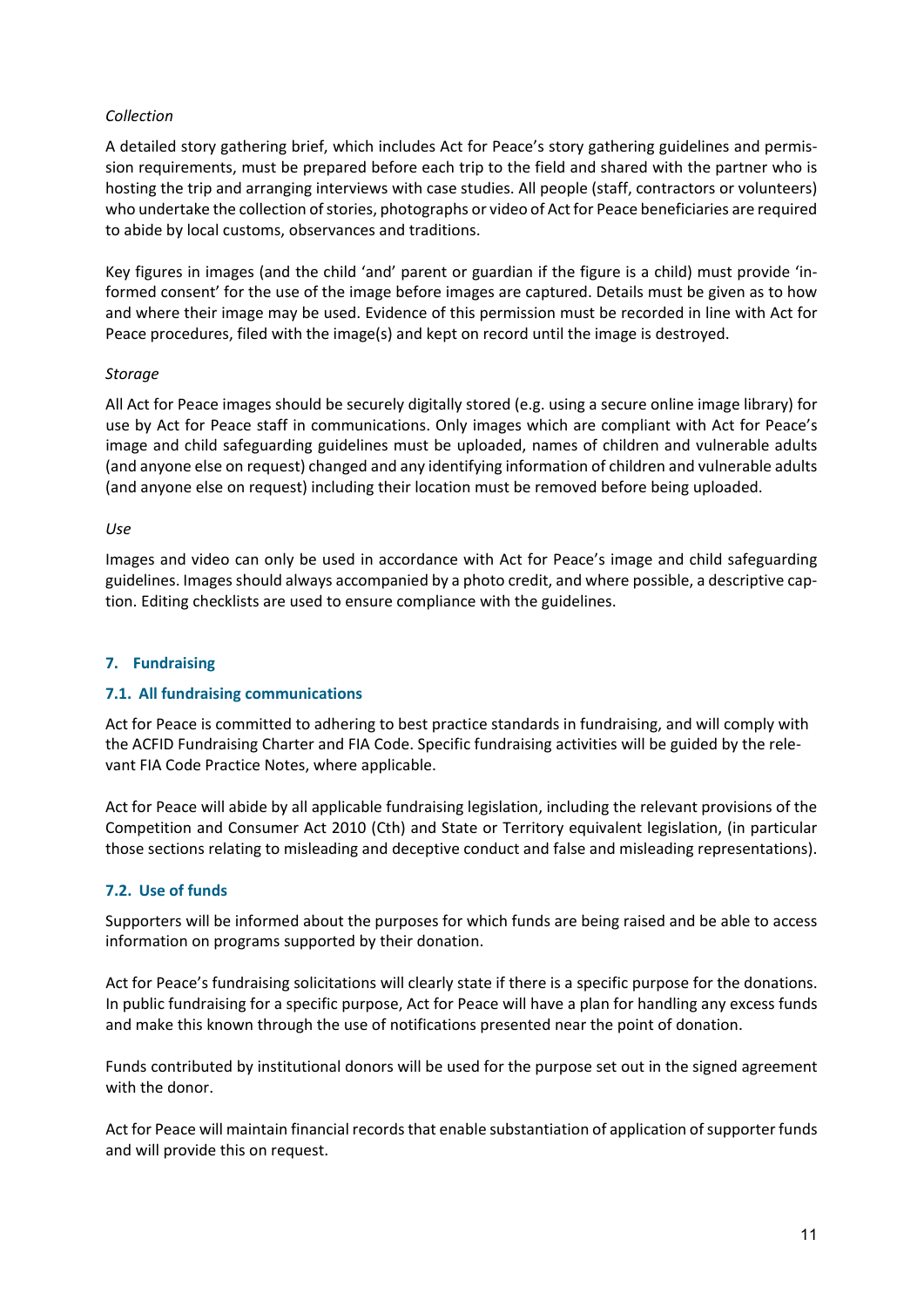*Collection*

A detailed story gathering brief, which includes Act for Peace's story gathering guidelines and permission requirements, must be prepared before each trip to the field and shared with the partner who is hosting the trip and arranging interviews with case studies. All people (staff, contractors or volunteers) who undertake the collection of stories, photographs or video of Act for Peace beneficiaries are required to abide by local customs, observances and traditions.

Key figures in images (and the child 'and' parent or guardian if the figure is a child) must provide 'informed consent' for the use of the image before images are captured. Details must be given as to how and where their image may be used. Evidence of this permission must be recorded in line with Act for Peace procedures, filed with the image(s) and kept on record until the image is destroyed.

*Storage*

All Act for Peace images should be securely digitally stored (e.g. using a secure online image library) for use by Act for Peace staff in communications. Only images which are compliant with Act for Peace's image and child safeguarding guidelines must be uploaded, names of children and vulnerable adults (and anyone else on request) changed and any identifying information of children and vulnerable adults (and anyone else on request) including their location must be removed before being uploaded.

*Use*

Images and video can only be used in accordance with Act for Peace's image and child safeguarding guidelines. Images should always accompanied by a photo credit, and where possible, a descriptive caption. Editing checklists are used to ensure compliance with the guidelines.

## 7. Fundraising

### 7.1. All fundraising communications

Act for Peace is committed to adhering to best practice standards in fundraising, and will comply with the ACFID Fundraising Charter and FIA Code. Specific fundraising activities will be guided by the relevant FIA Code Practice Notes, where applicable.

Act for Peace will abide by all applicable fundraising legislation, including the relevant provisions of the Competition and Consumer Act 2010 (Cth) and State or Territory equivalent legislation, (in particular those sections relating to misleading and deceptive conduct and false and misleading representations).

### 7.2. Use of funds

Supporters will be informed about the purposes for which funds are being raised and be able to access information on programs supported by their donation.

Act for Peace's fundraising solicitations will clearly state if there is a specific purpose for the donations. In public fundraising for a specific purpose, Act for Peace will have a plan for handling any excess funds and make this known through the use of notifications presented near the point of donation.

Funds contributed by institutional donors will be used for the purpose set out in the signed agreement with the donor.

Act for Peace will maintain financial records that enable substantiation of application of supporter funds and will provide this on request.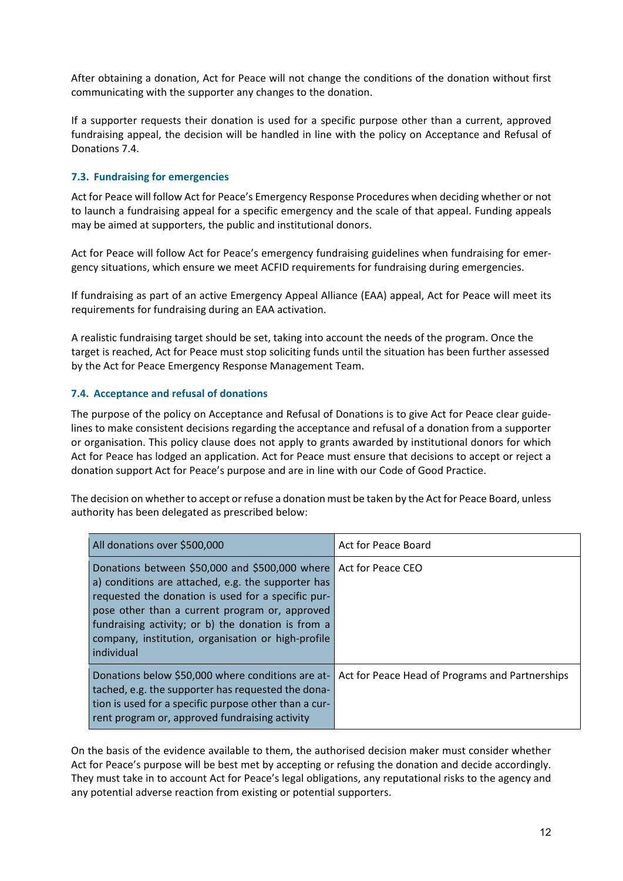After obtaining a donation, Act for Peace will not change the conditions of the donation without first communicating with the supporter any changes to the donation.

If a supporter requests their donation is used for a specific purpose other than a current, approved fundraising appeal, the decision will be handled in line with the policy on Acceptance and Refusal of Donations 7.4.

### 7.3. Fundraising for emergencies

Act for Peace will follow Act for Peace's Emergency Response Procedures when deciding whether or not to launch a fundraising appeal for a specific emergency and the scale of that appeal. Funding appeals may be aimed at supporters, the public and institutional donors.

Act for Peace will follow Act for Peace's emergency fundraising guidelines when fundraising for emergency situations, which ensure we meet ACFID requirements for fundraising during emergencies.

If fundraising as part of an active Emergency Appeal Alliance (EAA) appeal, Act for Peace will meet its requirements for fundraising during an EAA activation.

A realistic fundraising target should be set, taking into account the needs of the program. Once the target is reached, Act for Peace must stop soliciting funds until the situation has been further assessed by the Act for Peace Emergency Response Management Team.

### 7.4. Acceptance and refusal of donations

The purpose of the policy on Acceptance and Refusal of Donations is to give Act for Peace clear guidelines to make consistent decisions regarding the acceptance and refusal of a donation from a supporter or organisation. This policy clause does not apply to grants awarded by institutional donors for which Act for Peace has lodged an application. Act for Peace must ensure that decisions to accept or reject a donation support Act for Peace's purpose and are in line with our Code of Good Practice.

The decision on whether to accept or refuse a donation must be taken by the Act for Peace Board, unless authority has been delegated as prescribed below:

| | |
|---|---|
| All donations over $500,000 | Act for Peace Board |
| Donations between $50,000 and $500,000 where a) conditions are attached, e.g. the supporter has requested the donation is used for a specific purpose other than a current program or, approved fundraising activity; or b) the donation is from a company, institution, organisation or high-profile individual | Act for Peace CEO |
| Donations below $50,000 where conditions are attached, e.g. the supporter has requested the donation is used for a specific purpose other than a current program or, approved fundraising activity | Act for Peace Head of Programs and Partnerships |

On the basis of the evidence available to them, the authorised decision maker must consider whether Act for Peace's purpose will be best met by accepting or refusing the donation and decide accordingly. They must take in to account Act for Peace's legal obligations, any reputational risks to the agency and any potential adverse reaction from existing or potential supporters.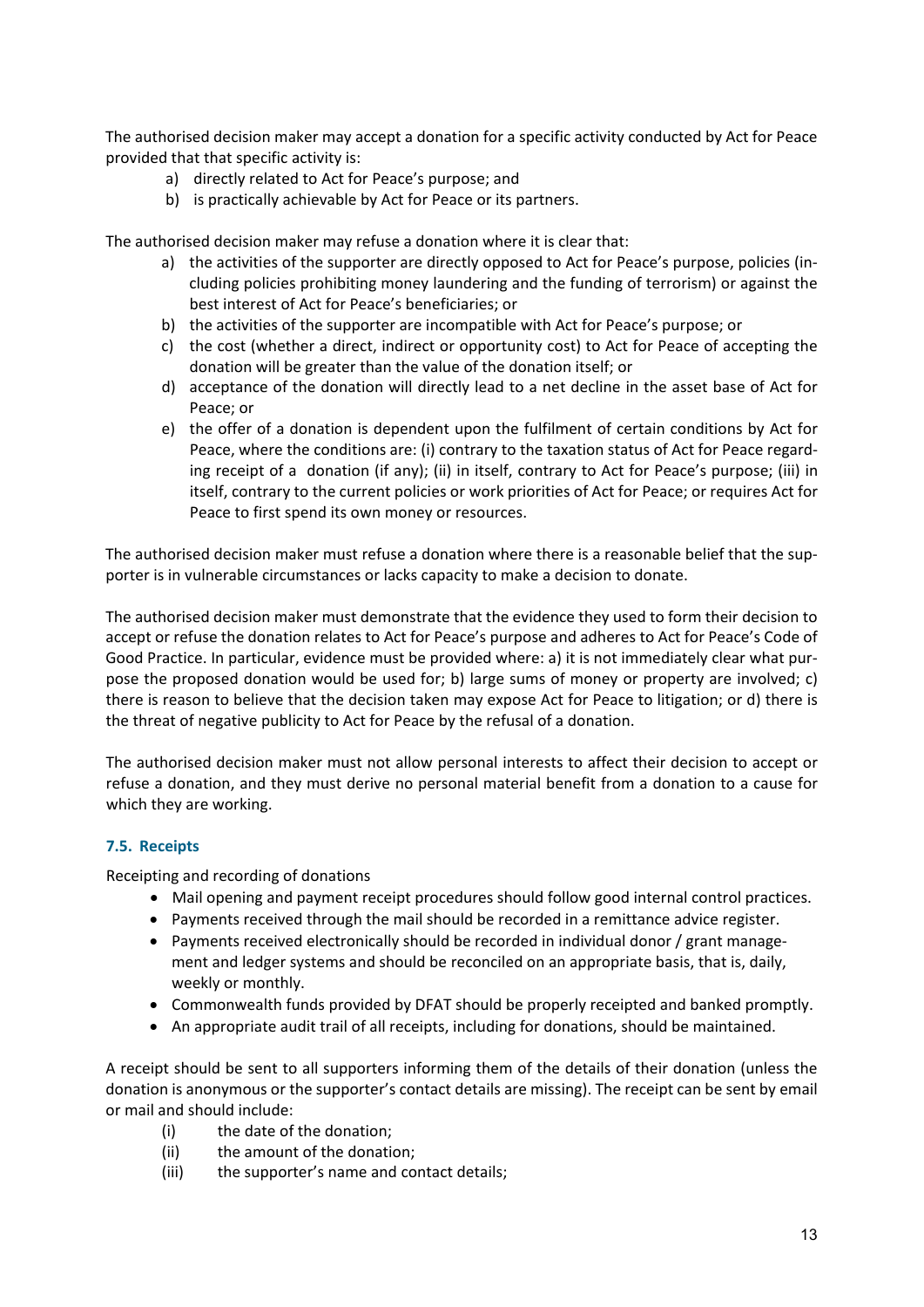The authorised decision maker may accept a donation for a specific activity conducted by Act for Peace provided that that specific activity is:

a) directly related to Act for Peace's purpose; and
b) is practically achievable by Act for Peace or its partners.

The authorised decision maker may refuse a donation where it is clear that:

a) the activities of the supporter are directly opposed to Act for Peace's purpose, policies (including policies prohibiting money laundering and the funding of terrorism) or against the best interest of Act for Peace's beneficiaries; or
b) the activities of the supporter are incompatible with Act for Peace's purpose; or
c) the cost (whether a direct, indirect or opportunity cost) to Act for Peace of accepting the donation will be greater than the value of the donation itself; or
d) acceptance of the donation will directly lead to a net decline in the asset base of Act for Peace; or
e) the offer of a donation is dependent upon the fulfilment of certain conditions by Act for Peace, where the conditions are: (i) contrary to the taxation status of Act for Peace regarding receipt of a donation (if any); (ii) in itself, contrary to Act for Peace's purpose; (iii) in itself, contrary to the current policies or work priorities of Act for Peace; or requires Act for Peace to first spend its own money or resources.

The authorised decision maker must refuse a donation where there is a reasonable belief that the supporter is in vulnerable circumstances or lacks capacity to make a decision to donate.

The authorised decision maker must demonstrate that the evidence they used to form their decision to accept or refuse the donation relates to Act for Peace's purpose and adheres to Act for Peace's Code of Good Practice. In particular, evidence must be provided where: a) it is not immediately clear what purpose the proposed donation would be used for; b) large sums of money or property are involved; c) there is reason to believe that the decision taken may expose Act for Peace to litigation; or d) there is the threat of negative publicity to Act for Peace by the refusal of a donation.

The authorised decision maker must not allow personal interests to affect their decision to accept or refuse a donation, and they must derive no personal material benefit from a donation to a cause for which they are working.

### 7.5. Receipts

Receipting and recording of donations

- Mail opening and payment receipt procedures should follow good internal control practices.
- Payments received through the mail should be recorded in a remittance advice register.
- Payments received electronically should be recorded in individual donor / grant management and ledger systems and should be reconciled on an appropriate basis, that is, daily, weekly or monthly.
- Commonwealth funds provided by DFAT should be properly receipted and banked promptly.
- An appropriate audit trail of all receipts, including for donations, should be maintained.

A receipt should be sent to all supporters informing them of the details of their donation (unless the donation is anonymous or the supporter's contact details are missing). The receipt can be sent by email or mail and should include:

(i) the date of the donation;
(ii) the amount of the donation;
(iii) the supporter's name and contact details;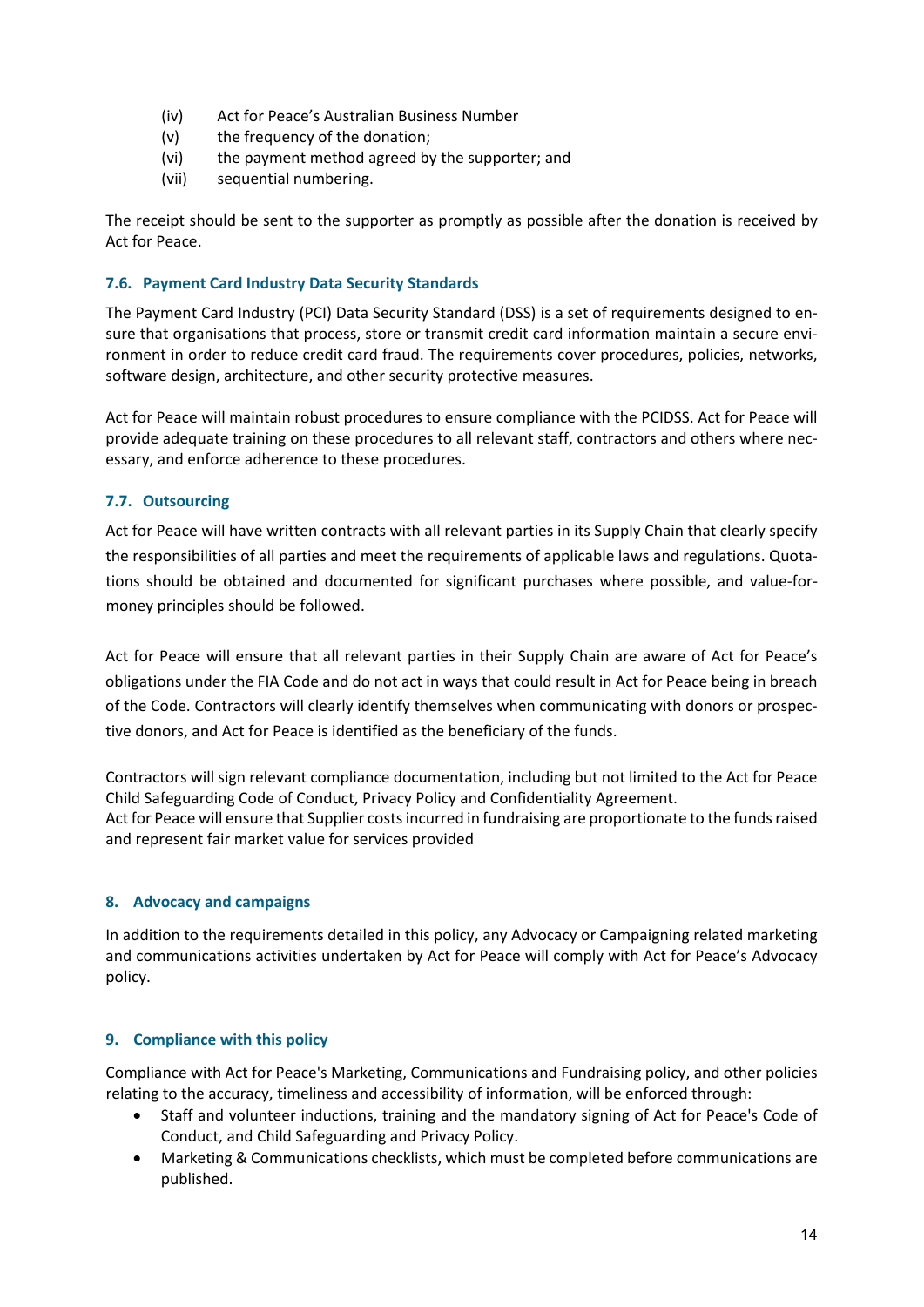(iv) Act for Peace's Australian Business Number
(v) the frequency of the donation;
(vi) the payment method agreed by the supporter; and
(vii) sequential numbering.

The receipt should be sent to the supporter as promptly as possible after the donation is received by Act for Peace.

### 7.6. Payment Card Industry Data Security Standards

The Payment Card Industry (PCI) Data Security Standard (DSS) is a set of requirements designed to ensure that organisations that process, store or transmit credit card information maintain a secure environment in order to reduce credit card fraud. The requirements cover procedures, policies, networks, software design, architecture, and other security protective measures.

Act for Peace will maintain robust procedures to ensure compliance with the PCIDSS. Act for Peace will provide adequate training on these procedures to all relevant staff, contractors and others where necessary, and enforce adherence to these procedures.

### 7.7. Outsourcing

Act for Peace will have written contracts with all relevant parties in its Supply Chain that clearly specify the responsibilities of all parties and meet the requirements of applicable laws and regulations. Quotations should be obtained and documented for significant purchases where possible, and value-for-money principles should be followed.

Act for Peace will ensure that all relevant parties in their Supply Chain are aware of Act for Peace's obligations under the FIA Code and do not act in ways that could result in Act for Peace being in breach of the Code. Contractors will clearly identify themselves when communicating with donors or prospective donors, and Act for Peace is identified as the beneficiary of the funds.

Contractors will sign relevant compliance documentation, including but not limited to the Act for Peace Child Safeguarding Code of Conduct, Privacy Policy and Confidentiality Agreement.
Act for Peace will ensure that Supplier costs incurred in fundraising are proportionate to the funds raised and represent fair market value for services provided

## 8. Advocacy and campaigns

In addition to the requirements detailed in this policy, any Advocacy or Campaigning related marketing and communications activities undertaken by Act for Peace will comply with Act for Peace's Advocacy policy.

## 9. Compliance with this policy

Compliance with Act for Peace's Marketing, Communications and Fundraising policy, and other policies relating to the accuracy, timeliness and accessibility of information, will be enforced through:

- Staff and volunteer inductions, training and the mandatory signing of Act for Peace's Code of Conduct, and Child Safeguarding and Privacy Policy.
- Marketing & Communications checklists, which must be completed before communications are published.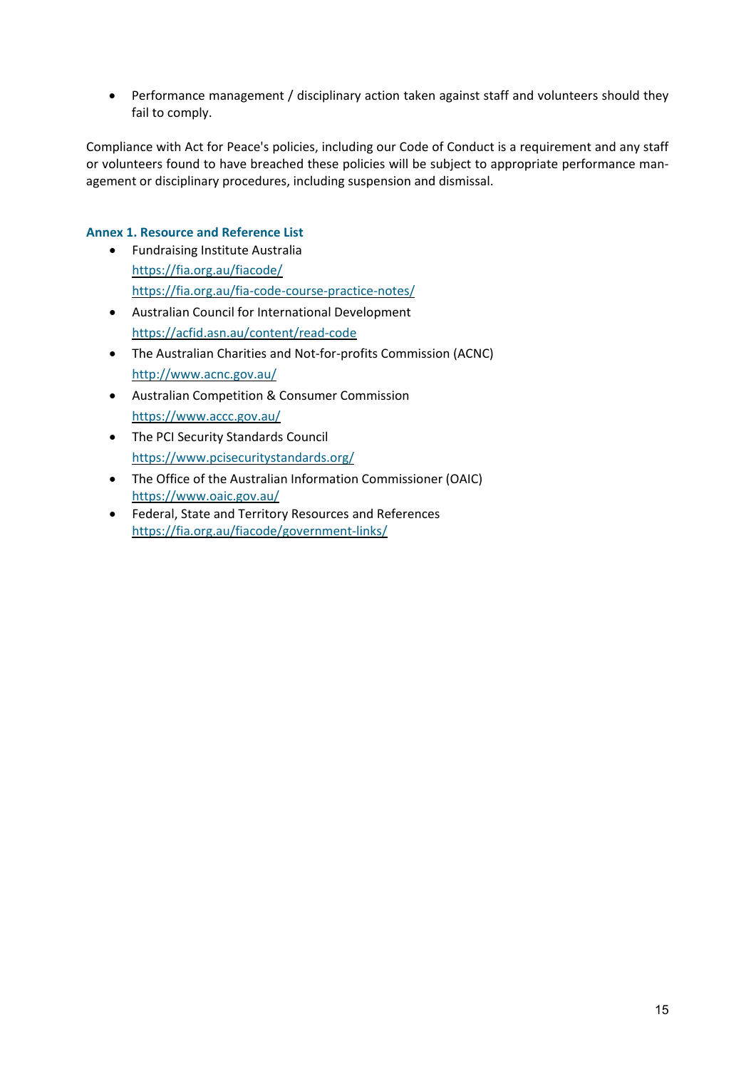- Performance management / disciplinary action taken against staff and volunteers should they fail to comply.

Compliance with Act for Peace's policies, including our Code of Conduct is a requirement and any staff or volunteers found to have breached these policies will be subject to appropriate performance management or disciplinary procedures, including suspension and dismissal.

### Annex 1. Resource and Reference List

- Fundraising Institute Australia
  https://fia.org.au/fiacode/
  https://fia.org.au/fia-code-course-practice-notes/
- Australian Council for International Development
  https://acfid.asn.au/content/read-code
- The Australian Charities and Not-for-profits Commission (ACNC)
  http://www.acnc.gov.au/
- Australian Competition & Consumer Commission
  https://www.accc.gov.au/
- The PCI Security Standards Council
  https://www.pcisecuritystandards.org/
- The Office of the Australian Information Commissioner (OAIC)
  https://www.oaic.gov.au/
- Federal, State and Territory Resources and References
  https://fia.org.au/fiacode/government-links/